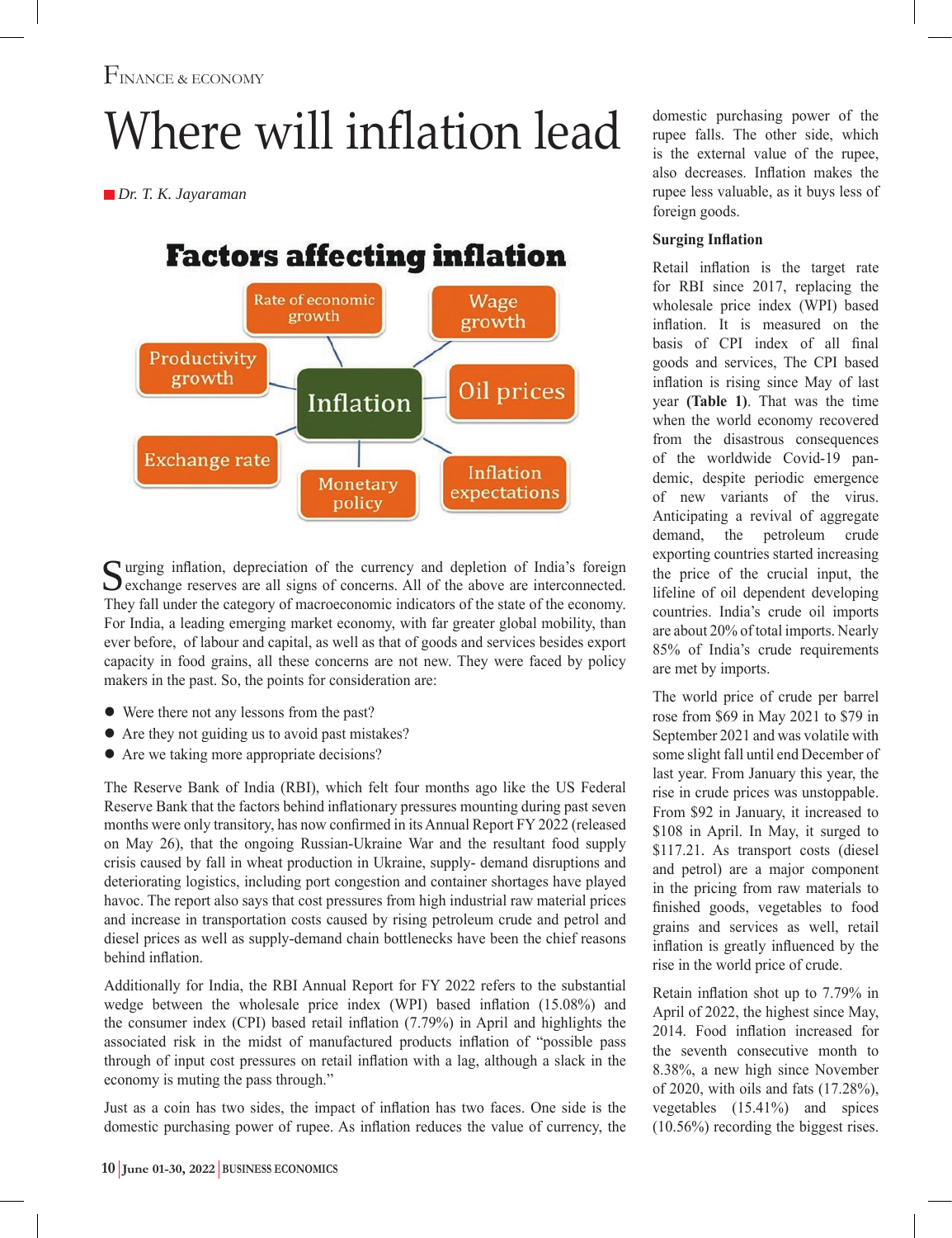Finance & Economy

# Where will inflation lead

*Dr. T. K. Jayaraman*

**Factors affecting inflation**

Rate of economic growth | Wage growth | Productivity growth | Inflation | Oil prices | Exchange rate | Monetary policy | Inflation expectations

Surging inflation, depreciation of the currency and depletion of India's foreign exchange reserves are all signs of concerns. All of the above are interconnected. They fall under the category of macroeconomic indicators of the state of the economy. For India, a leading emerging market economy, with far greater global mobility, than ever before, of labour and capital, as well as that of goods and services besides export capacity in food grains, all these concerns are not new. They were faced by policy makers in the past. So, the points for consideration are:

- Were there not any lessons from the past?
- Are they not guiding us to avoid past mistakes?
- Are we taking more appropriate decisions?

The Reserve Bank of India (RBI), which felt four months ago like the US Federal Reserve Bank that the factors behind inflationary pressures mounting during past seven months were only transitory, has now confirmed in its Annual Report FY 2022 (released on May 26), that the ongoing Russian-Ukraine War and the resultant food supply crisis caused by fall in wheat production in Ukraine, supply- demand disruptions and deteriorating logistics, including port congestion and container shortages have played havoc. The report also says that cost pressures from high industrial raw material prices and increase in transportation costs caused by rising petroleum crude and petrol and diesel prices as well as supply-demand chain bottlenecks have been the chief reasons behind inflation.

Additionally for India, the RBI Annual Report for FY 2022 refers to the substantial wedge between the wholesale price index (WPI) based inflation (15.08%) and the consumer index (CPI) based retail inflation (7.79%) in April and highlights the associated risk in the midst of manufactured products inflation of "possible pass through of input cost pressures on retail inflation with a lag, although a slack in the economy is muting the pass through."

Just as a coin has two sides, the impact of inflation has two faces. One side is the domestic purchasing power of rupee. As inflation reduces the value of currency, the domestic purchasing power of the rupee falls. The other side, which is the external value of the rupee, also decreases. Inflation makes the rupee less valuable, as it buys less of foreign goods.

### Surging Inflation

Retail inflation is the target rate for RBI since 2017, replacing the wholesale price index (WPI) based inflation. It is measured on the basis of CPI index of all final goods and services, The CPI based inflation is rising since May of last year **(Table 1)**. That was the time when the world economy recovered from the disastrous consequences of the worldwide Covid-19 pandemic, despite periodic emergence of new variants of the virus. Anticipating a revival of aggregate demand, the petroleum crude exporting countries started increasing the price of the crucial input, the lifeline of oil dependent developing countries. India's crude oil imports are about 20% of total imports. Nearly 85% of India's crude requirements are met by imports.

The world price of crude per barrel rose from $69 in May 2021 to $79 in September 2021 and was volatile with some slight fall until end December of last year. From January this year, the rise in crude prices was unstoppable. From $92 in January, it increased to $108 in April. In May, it surged to $117.21. As transport costs (diesel and petrol) are a major component in the pricing from raw materials to finished goods, vegetables to food grains and services as well, retail inflation is greatly influenced by the rise in the world price of crude.

Retain inflation shot up to 7.79% in April of 2022, the highest since May, 2014. Food inflation increased for the seventh consecutive month to 8.38%, a new high since November of 2020, with oils and fats (17.28%), vegetables (15.41%) and spices (10.56%) recording the biggest rises.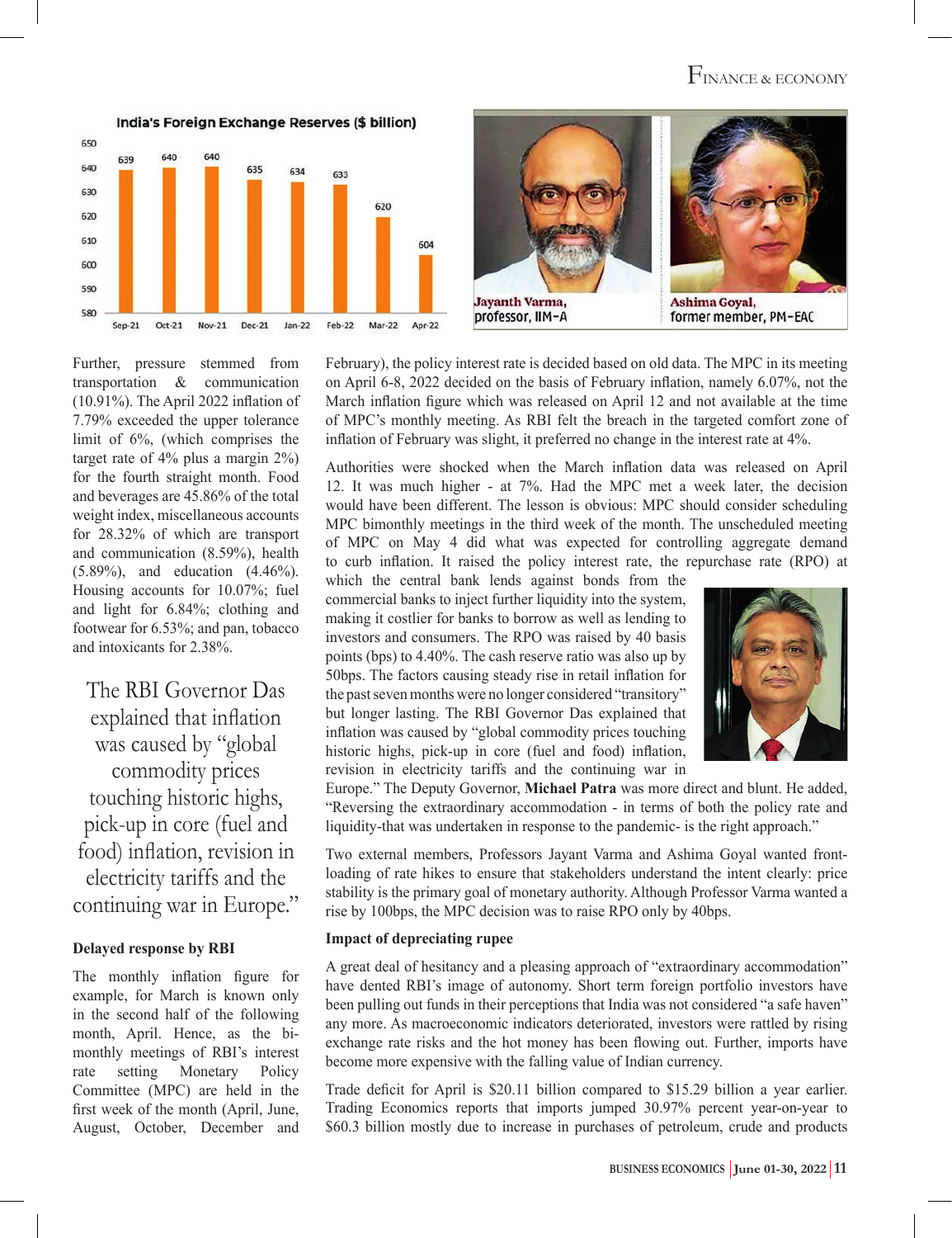**India's Foreign Exchange Reserves ($ billion)**

| Sep-21 | Oct-21 | Nov-21 | Dec-21 | Jan-22 | Feb-22 | Mar-22 | Apr-22 |
|---|---|---|---|---|---|---|---|
| 639 | 640 | 640 | 635 | 634 | 633 | 620 | 604 |

Jayanth Varma, professor, IIM-A

Ashima Goyal, former member, PM-EAC

Further, pressure stemmed from transportation & communication (10.91%). The April 2022 inflation of 7.79% exceeded the upper tolerance limit of 6%, (which comprises the target rate of 4% plus a margin 2%) for the fourth straight month. Food and beverages are 45.86% of the total weight index, miscellaneous accounts for 28.32% of which are transport and communication (8.59%), health (5.89%), and education (4.46%). Housing accounts for 10.07%; fuel and light for 6.84%; clothing and footwear for 6.53%; and pan, tobacco and intoxicants for 2.38%.

> The RBI Governor Das explained that inflation was caused by "global commodity prices touching historic highs, pick-up in core (fuel and food) inflation, revision in electricity tariffs and the continuing war in Europe."

**Delayed response by RBI**

The monthly inflation figure for example, for March is known only in the second half of the following month, April. Hence, as the bi-monthly meetings of RBI's interest rate setting Monetary Policy Committee (MPC) are held in the first week of the month (April, June, August, October, December and February), the policy interest rate is decided based on old data. The MPC in its meeting on April 6-8, 2022 decided on the basis of February inflation, namely 6.07%, not the March inflation figure which was released on April 12 and not available at the time of MPC's monthly meeting. As RBI felt the breach in the targeted comfort zone of inflation of February was slight, it preferred no change in the interest rate at 4%.

Authorities were shocked when the March inflation data was released on April 12. It was much higher - at 7%. Had the MPC met a week later, the decision would have been different. The lesson is obvious: MPC should consider scheduling MPC bimonthly meetings in the third week of the month. The unscheduled meeting of MPC on May 4 did what was expected for controlling aggregate demand to curb inflation. It raised the policy interest rate, the repurchase rate (RPO) at which the central bank lends against bonds from the commercial banks to inject further liquidity into the system, making it costlier for banks to borrow as well as lending to investors and consumers. The RPO was raised by 40 basis points (bps) to 4.40%. The cash reserve ratio was also up by 50bps. The factors causing steady rise in retail inflation for the past seven months were no longer considered "transitory" but longer lasting. The RBI Governor Das explained that inflation was caused by "global commodity prices touching historic highs, pick-up in core (fuel and food) inflation, revision in electricity tariffs and the continuing war in Europe." The Deputy Governor, **Michael Patra** was more direct and blunt. He added, "Reversing the extraordinary accommodation - in terms of both the policy rate and liquidity-that was undertaken in response to the pandemic- is the right approach."

Two external members, Professors Jayant Varma and Ashima Goyal wanted front-loading of rate hikes to ensure that stakeholders understand the intent clearly: price stability is the primary goal of monetary authority. Although Professor Varma wanted a rise by 100bps, the MPC decision was to raise RPO only by 40bps.

**Impact of depreciating rupee**

A great deal of hesitancy and a pleasing approach of "extraordinary accommodation" have dented RBI's image of autonomy. Short term foreign portfolio investors have been pulling out funds in their perceptions that India was not considered "a safe haven" any more. As macroeconomic indicators deteriorated, investors were rattled by rising exchange rate risks and the hot money has been flowing out. Further, imports have become more expensive with the falling value of Indian currency.

Trade deficit for April is $20.11 billion compared to $15.29 billion a year earlier. Trading Economics reports that imports jumped 30.97% percent year-on-year to $60.3 billion mostly due to increase in purchases of petroleum, crude and products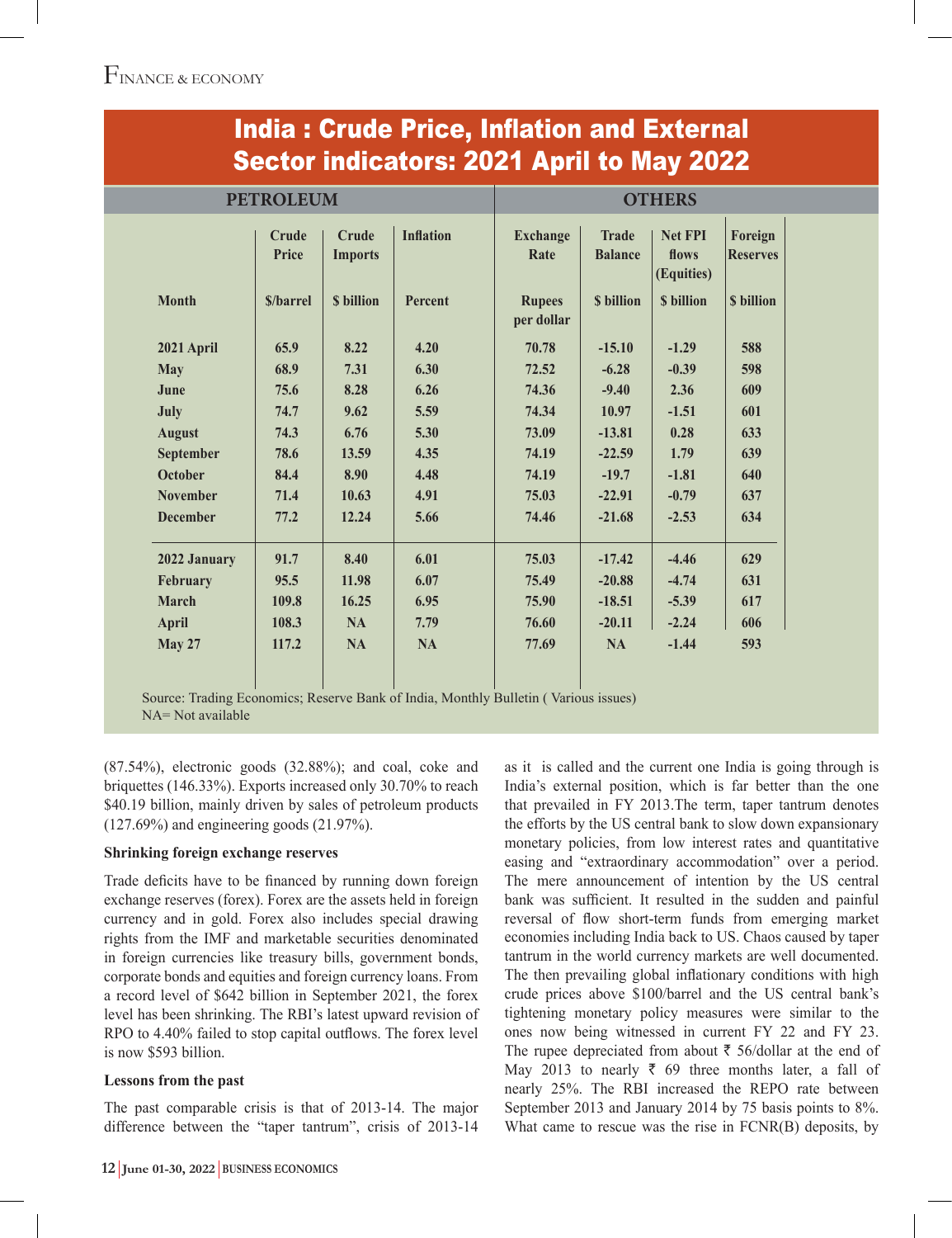## India : Crude Price, Inflation and External Sector indicators: 2021 April to May 2022

| | PETROLEUM | | | OTHERS | | | |
|---|---|---|---|---|---|---|---|
| | Crude Price | Crude Imports | Inflation | Exchange Rate | Trade Balance | Net FPI flows (Equities) | Foreign Reserves |
| Month | $/barrel | $ billion | Percent | Rupees per dollar | $ billion | $ billion | $ billion |
| 2021 April | 65.9 | 8.22 | 4.20 | 70.78 | -15.10 | -1.29 | 588 |
| May | 68.9 | 7.31 | 6.30 | 72.52 | -6.28 | -0.39 | 598 |
| June | 75.6 | 8.28 | 6.26 | 74.36 | -9.40 | 2.36 | 609 |
| July | 74.7 | 9.62 | 5.59 | 74.34 | 10.97 | -1.51 | 601 |
| August | 74.3 | 6.76 | 5.30 | 73.09 | -13.81 | 0.28 | 633 |
| September | 78.6 | 13.59 | 4.35 | 74.19 | -22.59 | 1.79 | 639 |
| October | 84.4 | 8.90 | 4.48 | 74.19 | -19.7 | -1.81 | 640 |
| November | 71.4 | 10.63 | 4.91 | 75.03 | -22.91 | -0.79 | 637 |
| December | 77.2 | 12.24 | 5.66 | 74.46 | -21.68 | -2.53 | 634 |
| 2022 January | 91.7 | 8.40 | 6.01 | 75.03 | -17.42 | -4.46 | 629 |
| February | 95.5 | 11.98 | 6.07 | 75.49 | -20.88 | -4.74 | 631 |
| March | 109.8 | 16.25 | 6.95 | 75.90 | -18.51 | -5.39 | 617 |
| April | 108.3 | NA | 7.79 | 76.60 | -20.11 | -2.24 | 606 |
| May 27 | 117.2 | NA | NA | 77.69 | NA | -1.44 | 593 |

Source: Trading Economics; Reserve Bank of India, Monthly Bulletin ( Various issues)
NA= Not available

(87.54%), electronic goods (32.88%); and coal, coke and briquettes (146.33%). Exports increased only 30.70% to reach $40.19 billion, mainly driven by sales of petroleum products (127.69%) and engineering goods (21.97%).

**Shrinking foreign exchange reserves**

Trade deficits have to be financed by running down foreign exchange reserves (forex). Forex are the assets held in foreign currency and in gold. Forex also includes special drawing rights from the IMF and marketable securities denominated in foreign currencies like treasury bills, government bonds, corporate bonds and equities and foreign currency loans. From a record level of $642 billion in September 2021, the forex level has been shrinking. The RBI's latest upward revision of RPO to 4.40% failed to stop capital outflows. The forex level is now $593 billion.

**Lessons from the past**

The past comparable crisis is that of 2013-14. The major difference between the "taper tantrum", crisis of 2013-14 as it is called and the current one India is going through is India's external position, which is far better than the one that prevailed in FY 2013.The term, taper tantrum denotes the efforts by the US central bank to slow down expansionary monetary policies, from low interest rates and quantitative easing and "extraordinary accommodation" over a period. The mere announcement of intention by the US central bank was sufficient. It resulted in the sudden and painful reversal of flow short-term funds from emerging market economies including India back to US. Chaos caused by taper tantrum in the world currency markets are well documented. The then prevailing global inflationary conditions with high crude prices above $100/barrel and the US central bank's tightening monetary policy measures were similar to the ones now being witnessed in current FY 22 and FY 23. The rupee depreciated from about ₹ 56/dollar at the end of May 2013 to nearly ₹ 69 three months later, a fall of nearly 25%. The RBI increased the REPO rate between September 2013 and January 2014 by 75 basis points to 8%. What came to rescue was the rise in FCNR(B) deposits, by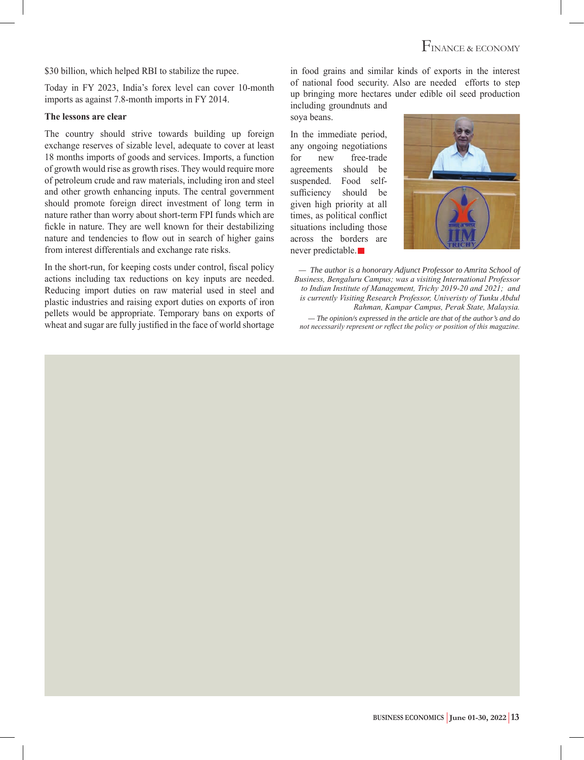$30 billion, which helped RBI to stabilize the rupee.

Today in FY 2023, India's forex level can cover 10-month imports as against 7.8-month imports in FY 2014.

**The lessons are clear**

The country should strive towards building up foreign exchange reserves of sizable level, adequate to cover at least 18 months imports of goods and services. Imports, a function of growth would rise as growth rises. They would require more of petroleum crude and raw materials, including iron and steel and other growth enhancing inputs. The central government should promote foreign direct investment of long term in nature rather than worry about short-term FPI funds which are fickle in nature. They are well known for their destabilizing nature and tendencies to flow out in search of higher gains from interest differentials and exchange rate risks.

In the short-run, for keeping costs under control, fiscal policy actions including tax reductions on key inputs are needed. Reducing import duties on raw material used in steel and plastic industries and raising export duties on exports of iron pellets would be appropriate. Temporary bans on exports of wheat and sugar are fully justified in the face of world shortage in food grains and similar kinds of exports in the interest of national food security. Also are needed efforts to step up bringing more hectares under edible oil seed production including groundnuts and soya beans.

In the immediate period, any ongoing negotiations for new free-trade agreements should be suspended. Food self-sufficiency should be given high priority at all times, as political conflict situations including those across the borders are never predictable.

*— The author is a honorary Adjunct Professor to Amrita School of Business, Bengaluru Campus; was a visiting International Professor to Indian Institute of Management, Trichy 2019-20 and 2021; and is currently Visiting Research Professor, Univeristy of Tunku Abdul Rahman, Kampar Campus, Perak State, Malaysia.*

*— The opinion/s expressed in the article are that of the author's and do not necessarily represent or reflect the policy or position of this magazine.*